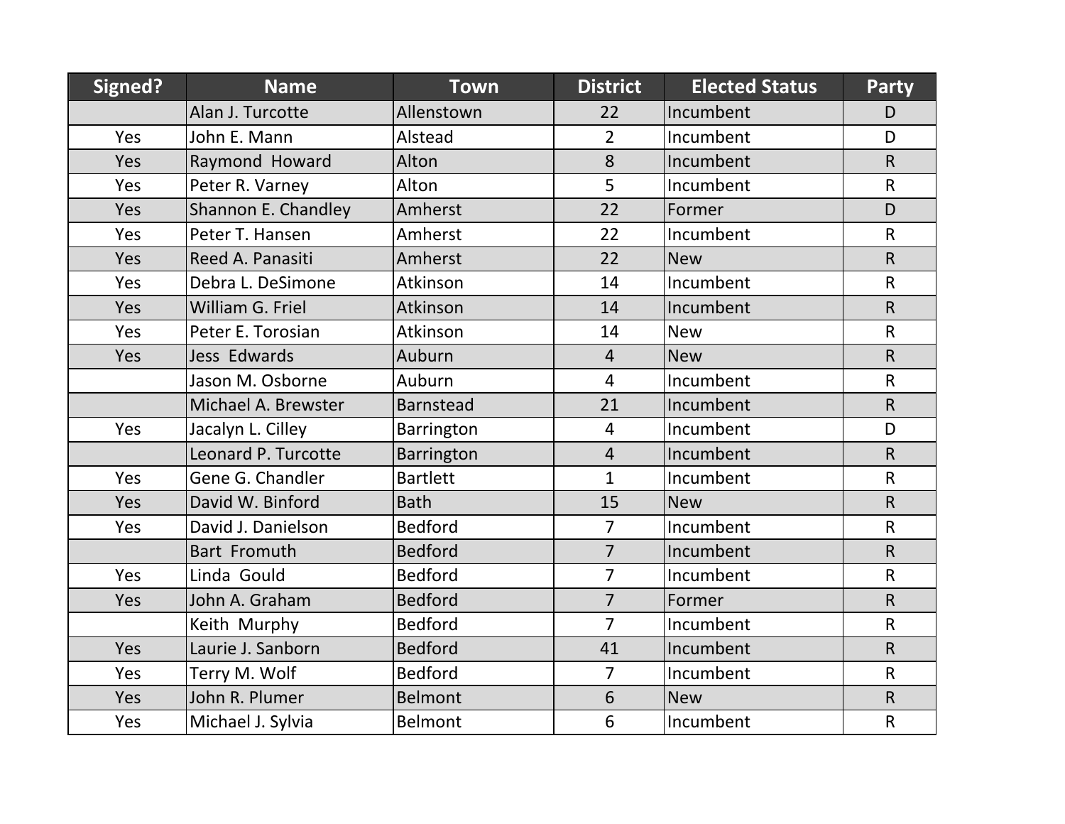| Signed? | Name | Town | District | Elected Status | Party |
|---|---|---|---|---|---|
| | Alan J. Turcotte | Allenstown | 22 | Incumbent | D |
| Yes | John E. Mann | Alstead | 2 | Incumbent | D |
| Yes | Raymond Howard | Alton | 8 | Incumbent | R |
| Yes | Peter R. Varney | Alton | 5 | Incumbent | R |
| Yes | Shannon E. Chandley | Amherst | 22 | Former | D |
| Yes | Peter T. Hansen | Amherst | 22 | Incumbent | R |
| Yes | Reed A. Panasiti | Amherst | 22 | New | R |
| Yes | Debra L. DeSimone | Atkinson | 14 | Incumbent | R |
| Yes | William G. Friel | Atkinson | 14 | Incumbent | R |
| Yes | Peter E. Torosian | Atkinson | 14 | New | R |
| Yes | Jess Edwards | Auburn | 4 | New | R |
| | Jason M. Osborne | Auburn | 4 | Incumbent | R |
| | Michael A. Brewster | Barnstead | 21 | Incumbent | R |
| Yes | Jacalyn L. Cilley | Barrington | 4 | Incumbent | D |
| | Leonard P. Turcotte | Barrington | 4 | Incumbent | R |
| Yes | Gene G. Chandler | Bartlett | 1 | Incumbent | R |
| Yes | David W. Binford | Bath | 15 | New | R |
| Yes | David J. Danielson | Bedford | 7 | Incumbent | R |
| | Bart Fromuth | Bedford | 7 | Incumbent | R |
| Yes | Linda Gould | Bedford | 7 | Incumbent | R |
| Yes | John A. Graham | Bedford | 7 | Former | R |
| | Keith Murphy | Bedford | 7 | Incumbent | R |
| Yes | Laurie J. Sanborn | Bedford | 41 | Incumbent | R |
| Yes | Terry M. Wolf | Bedford | 7 | Incumbent | R |
| Yes | John R. Plumer | Belmont | 6 | New | R |
| Yes | Michael J. Sylvia | Belmont | 6 | Incumbent | R |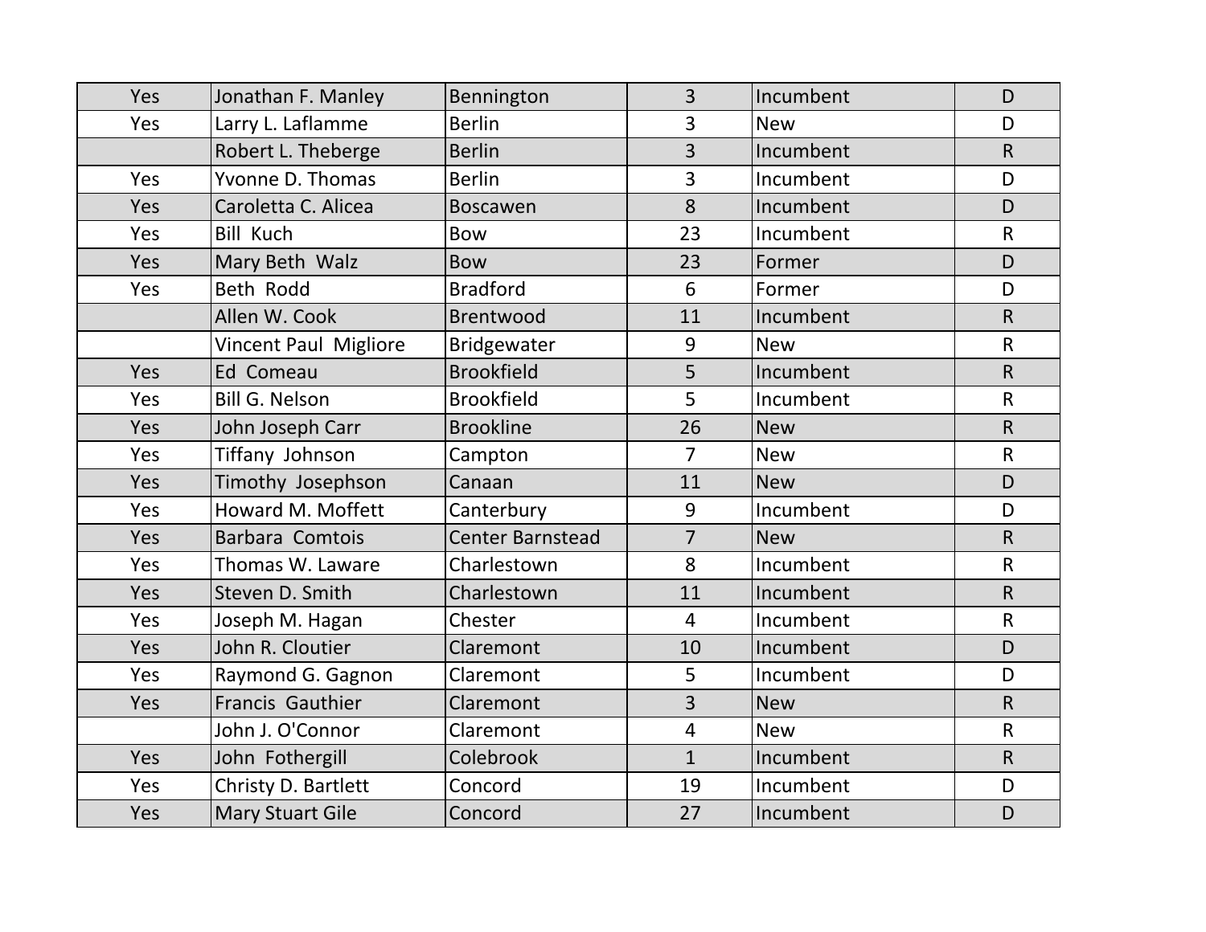| | | | | | |
|---|---|---|---|---|---|
| Yes | Jonathan F. Manley | Bennington | 3 | Incumbent | D |
| Yes | Larry L. Laflamme | Berlin | 3 | New | D |
| | Robert L. Theberge | Berlin | 3 | Incumbent | R |
| Yes | Yvonne D. Thomas | Berlin | 3 | Incumbent | D |
| Yes | Caroletta C. Alicea | Boscawen | 8 | Incumbent | D |
| Yes | Bill Kuch | Bow | 23 | Incumbent | R |
| Yes | Mary Beth Walz | Bow | 23 | Former | D |
| Yes | Beth Rodd | Bradford | 6 | Former | D |
| | Allen W. Cook | Brentwood | 11 | Incumbent | R |
| | Vincent Paul Migliore | Bridgewater | 9 | New | R |
| Yes | Ed Comeau | Brookfield | 5 | Incumbent | R |
| Yes | Bill G. Nelson | Brookfield | 5 | Incumbent | R |
| Yes | John Joseph Carr | Brookline | 26 | New | R |
| Yes | Tiffany Johnson | Campton | 7 | New | R |
| Yes | Timothy Josephson | Canaan | 11 | New | D |
| Yes | Howard M. Moffett | Canterbury | 9 | Incumbent | D |
| Yes | Barbara Comtois | Center Barnstead | 7 | New | R |
| Yes | Thomas W. Laware | Charlestown | 8 | Incumbent | R |
| Yes | Steven D. Smith | Charlestown | 11 | Incumbent | R |
| Yes | Joseph M. Hagan | Chester | 4 | Incumbent | R |
| Yes | John R. Cloutier | Claremont | 10 | Incumbent | D |
| Yes | Raymond G. Gagnon | Claremont | 5 | Incumbent | D |
| Yes | Francis Gauthier | Claremont | 3 | New | R |
| | John J. O'Connor | Claremont | 4 | New | R |
| Yes | John Fothergill | Colebrook | 1 | Incumbent | R |
| Yes | Christy D. Bartlett | Concord | 19 | Incumbent | D |
| Yes | Mary Stuart Gile | Concord | 27 | Incumbent | D |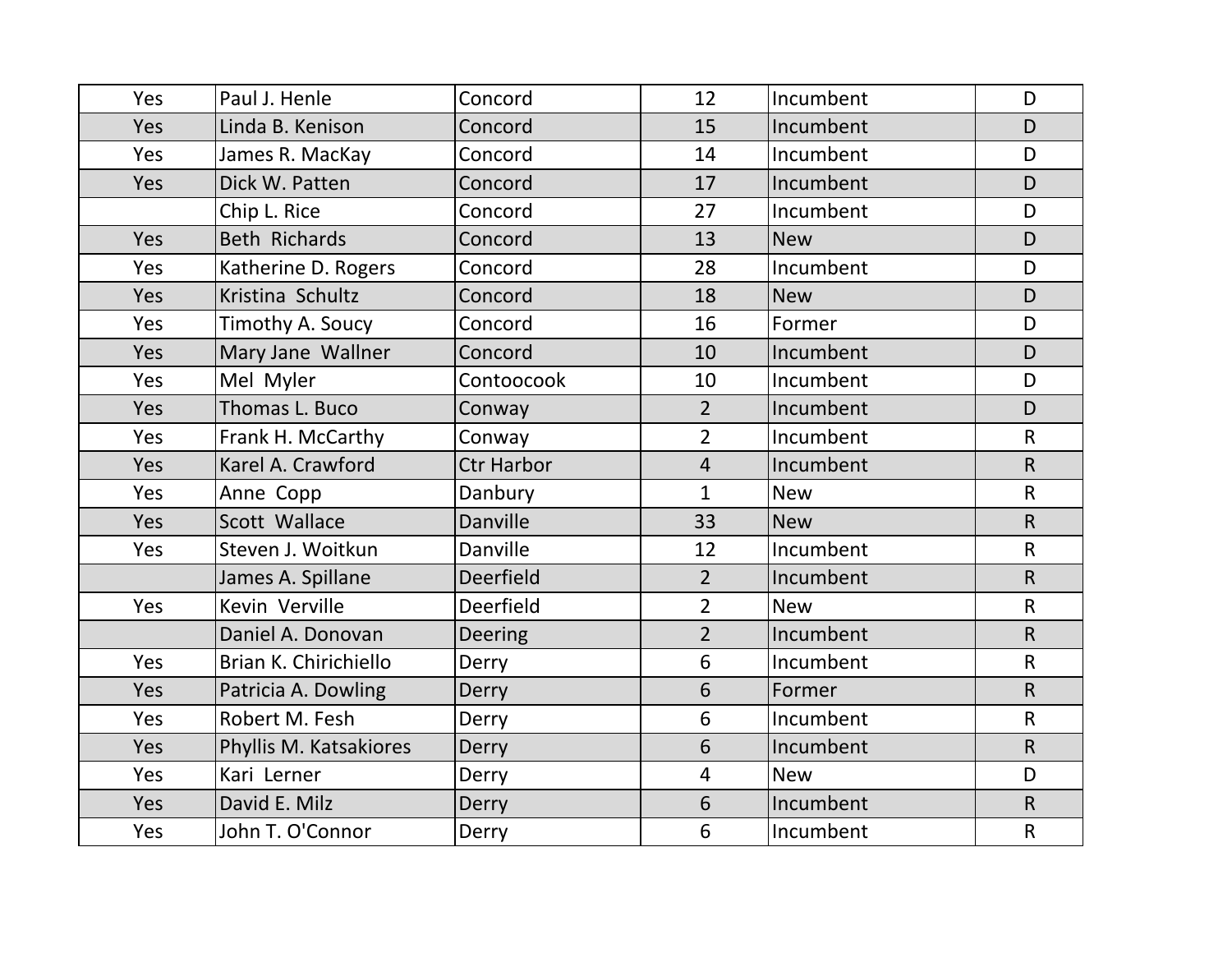| | | | | | |
|---|---|---|---|---|---|
| Yes | Paul J. Henle | Concord | 12 | Incumbent | D |
| Yes | Linda B. Kenison | Concord | 15 | Incumbent | D |
| Yes | James R. MacKay | Concord | 14 | Incumbent | D |
| Yes | Dick W. Patten | Concord | 17 | Incumbent | D |
| | Chip L. Rice | Concord | 27 | Incumbent | D |
| Yes | Beth Richards | Concord | 13 | New | D |
| Yes | Katherine D. Rogers | Concord | 28 | Incumbent | D |
| Yes | Kristina Schultz | Concord | 18 | New | D |
| Yes | Timothy A. Soucy | Concord | 16 | Former | D |
| Yes | Mary Jane Wallner | Concord | 10 | Incumbent | D |
| Yes | Mel Myler | Contoocook | 10 | Incumbent | D |
| Yes | Thomas L. Buco | Conway | 2 | Incumbent | D |
| Yes | Frank H. McCarthy | Conway | 2 | Incumbent | R |
| Yes | Karel A. Crawford | Ctr Harbor | 4 | Incumbent | R |
| Yes | Anne Copp | Danbury | 1 | New | R |
| Yes | Scott Wallace | Danville | 33 | New | R |
| Yes | Steven J. Woitkun | Danville | 12 | Incumbent | R |
| | James A. Spillane | Deerfield | 2 | Incumbent | R |
| Yes | Kevin Verville | Deerfield | 2 | New | R |
| | Daniel A. Donovan | Deering | 2 | Incumbent | R |
| Yes | Brian K. Chirichiello | Derry | 6 | Incumbent | R |
| Yes | Patricia A. Dowling | Derry | 6 | Former | R |
| Yes | Robert M. Fesh | Derry | 6 | Incumbent | R |
| Yes | Phyllis M. Katsakiores | Derry | 6 | Incumbent | R |
| Yes | Kari Lerner | Derry | 4 | New | D |
| Yes | David E. Milz | Derry | 6 | Incumbent | R |
| Yes | John T. O'Connor | Derry | 6 | Incumbent | R |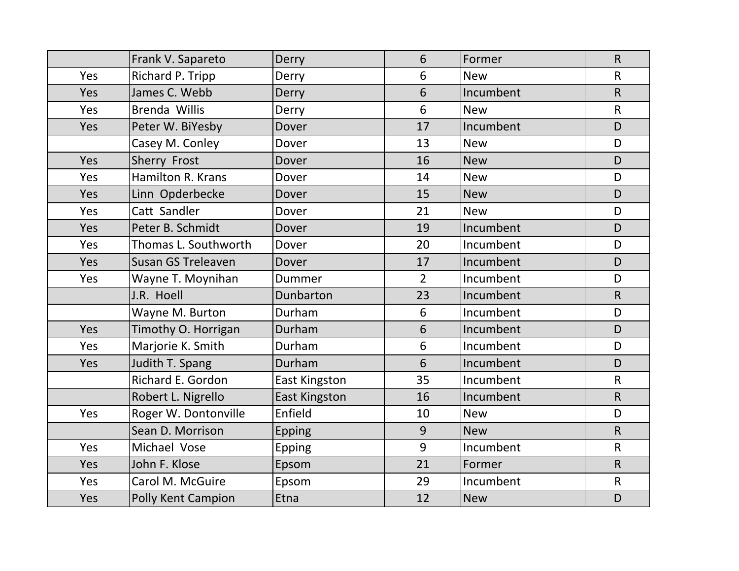| | | | | | |
|---|---|---|---|---|---|
| | Frank V. Sapareto | Derry | 6 | Former | R |
| Yes | Richard P. Tripp | Derry | 6 | New | R |
| Yes | James C. Webb | Derry | 6 | Incumbent | R |
| Yes | Brenda  Willis | Derry | 6 | New | R |
| Yes | Peter W. BiYesby | Dover | 17 | Incumbent | D |
| | Casey M. Conley | Dover | 13 | New | D |
| Yes | Sherry  Frost | Dover | 16 | New | D |
| Yes | Hamilton R. Krans | Dover | 14 | New | D |
| Yes | Linn  Opderbecke | Dover | 15 | New | D |
| Yes | Catt  Sandler | Dover | 21 | New | D |
| Yes | Peter B. Schmidt | Dover | 19 | Incumbent | D |
| Yes | Thomas L. Southworth | Dover | 20 | Incumbent | D |
| Yes | Susan GS Treleaven | Dover | 17 | Incumbent | D |
| Yes | Wayne T. Moynihan | Dummer | 2 | Incumbent | D |
| | J.R.  Hoell | Dunbarton | 23 | Incumbent | R |
| | Wayne M. Burton | Durham | 6 | Incumbent | D |
| Yes | Timothy O. Horrigan | Durham | 6 | Incumbent | D |
| Yes | Marjorie K. Smith | Durham | 6 | Incumbent | D |
| Yes | Judith T. Spang | Durham | 6 | Incumbent | D |
| | Richard E. Gordon | East Kingston | 35 | Incumbent | R |
| | Robert L. Nigrello | East Kingston | 16 | Incumbent | R |
| Yes | Roger W. Dontonville | Enfield | 10 | New | D |
| | Sean D. Morrison | Epping | 9 | New | R |
| Yes | Michael  Vose | Epping | 9 | Incumbent | R |
| Yes | John F. Klose | Epsom | 21 | Former | R |
| Yes | Carol M. McGuire | Epsom | 29 | Incumbent | R |
| Yes | Polly Kent Campion | Etna | 12 | New | D |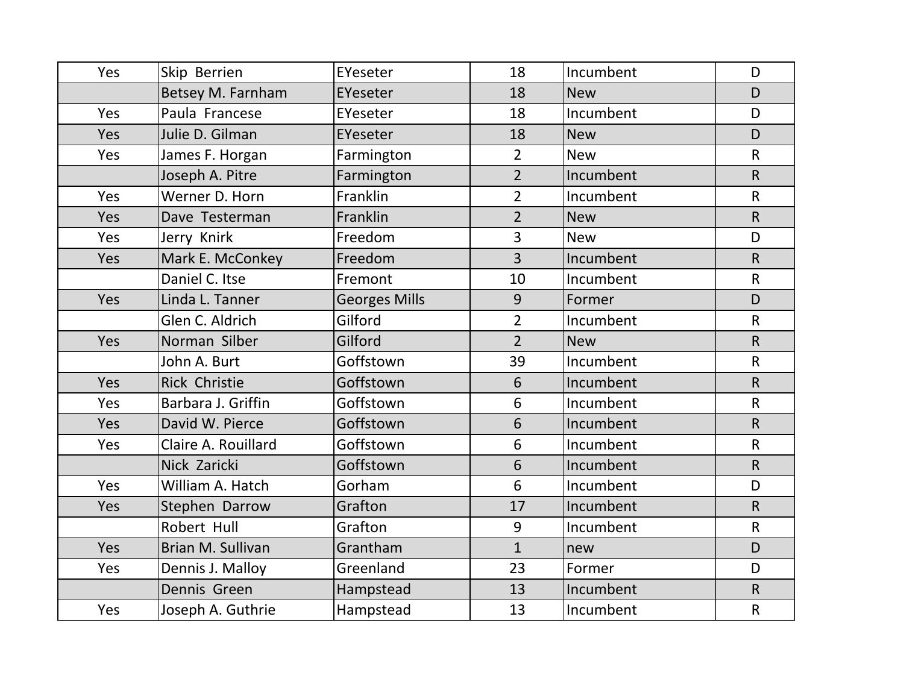| | | | | | |
|---|---|---|---|---|---|
| Yes | Skip  Berrien | EYeseter | 18 | Incumbent | D |
| | Betsey M. Farnham | EYeseter | 18 | New | D |
| Yes | Paula  Francese | EYeseter | 18 | Incumbent | D |
| Yes | Julie D. Gilman | EYeseter | 18 | New | D |
| Yes | James F. Horgan | Farmington | 2 | New | R |
| | Joseph A. Pitre | Farmington | 2 | Incumbent | R |
| Yes | Werner D. Horn | Franklin | 2 | Incumbent | R |
| Yes | Dave  Testerman | Franklin | 2 | New | R |
| Yes | Jerry  Knirk | Freedom | 3 | New | D |
| Yes | Mark E. McConkey | Freedom | 3 | Incumbent | R |
| | Daniel C. Itse | Fremont | 10 | Incumbent | R |
| Yes | Linda L. Tanner | Georges Mills | 9 | Former | D |
| | Glen C. Aldrich | Gilford | 2 | Incumbent | R |
| Yes | Norman  Silber | Gilford | 2 | New | R |
| | John A. Burt | Goffstown | 39 | Incumbent | R |
| Yes | Rick  Christie | Goffstown | 6 | Incumbent | R |
| Yes | Barbara J. Griffin | Goffstown | 6 | Incumbent | R |
| Yes | David W. Pierce | Goffstown | 6 | Incumbent | R |
| Yes | Claire A. Rouillard | Goffstown | 6 | Incumbent | R |
| | Nick  Zaricki | Goffstown | 6 | Incumbent | R |
| Yes | William A. Hatch | Gorham | 6 | Incumbent | D |
| Yes | Stephen  Darrow | Grafton | 17 | Incumbent | R |
| | Robert  Hull | Grafton | 9 | Incumbent | R |
| Yes | Brian M. Sullivan | Grantham | 1 | new | D |
| Yes | Dennis J. Malloy | Greenland | 23 | Former | D |
| | Dennis  Green | Hampstead | 13 | Incumbent | R |
| Yes | Joseph A. Guthrie | Hampstead | 13 | Incumbent | R |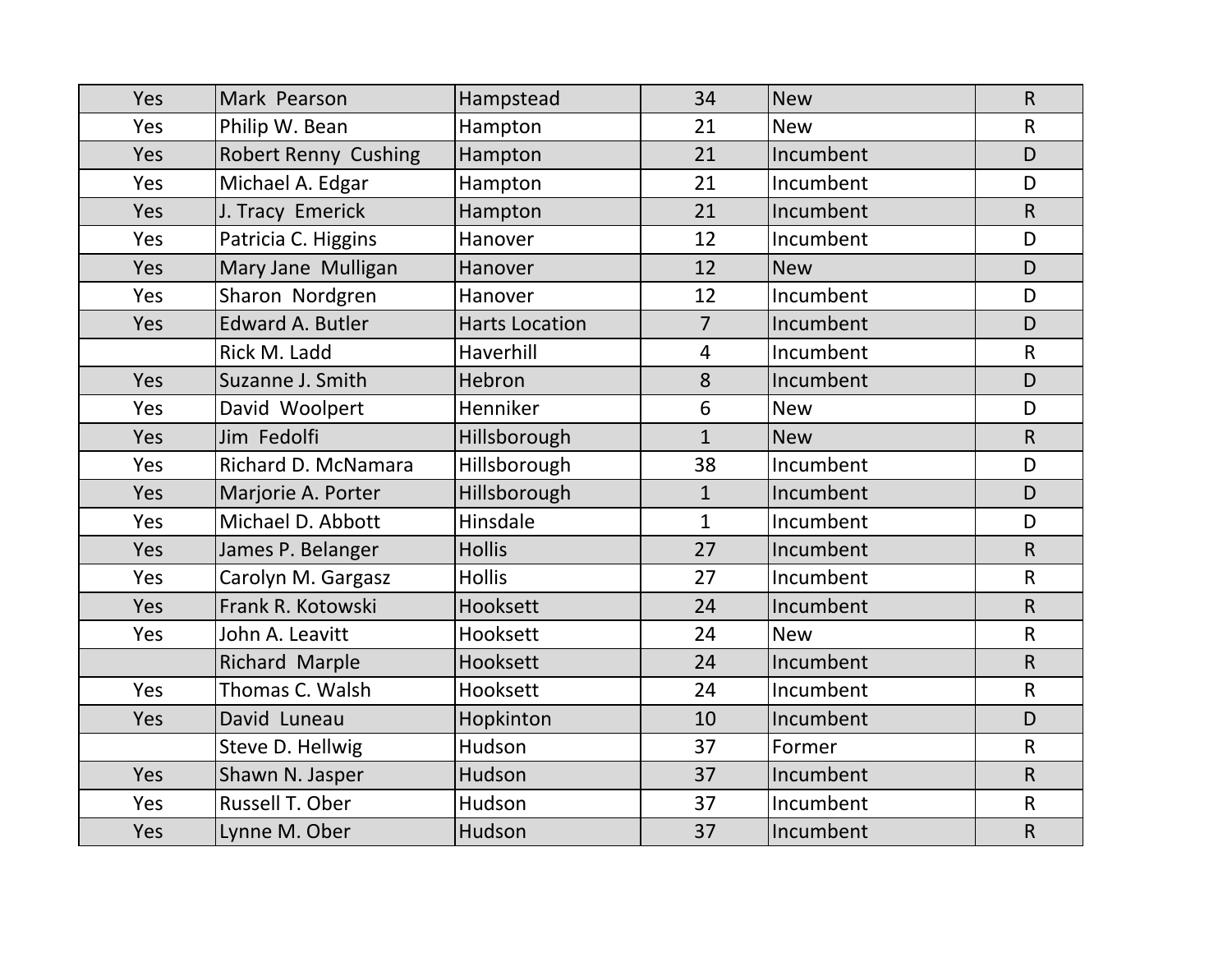| | | | | | |
|---|---|---|---|---|---|
| Yes | Mark  Pearson | Hampstead | 34 | New | R |
| Yes | Philip W. Bean | Hampton | 21 | New | R |
| Yes | Robert Renny  Cushing | Hampton | 21 | Incumbent | D |
| Yes | Michael A. Edgar | Hampton | 21 | Incumbent | D |
| Yes | J. Tracy  Emerick | Hampton | 21 | Incumbent | R |
| Yes | Patricia C. Higgins | Hanover | 12 | Incumbent | D |
| Yes | Mary Jane  Mulligan | Hanover | 12 | New | D |
| Yes | Sharon  Nordgren | Hanover | 12 | Incumbent | D |
| Yes | Edward A. Butler | Harts Location | 7 | Incumbent | D |
| | Rick M. Ladd | Haverhill | 4 | Incumbent | R |
| Yes | Suzanne J. Smith | Hebron | 8 | Incumbent | D |
| Yes | David  Woolpert | Henniker | 6 | New | D |
| Yes | Jim  Fedolfi | Hillsborough | 1 | New | R |
| Yes | Richard D. McNamara | Hillsborough | 38 | Incumbent | D |
| Yes | Marjorie A. Porter | Hillsborough | 1 | Incumbent | D |
| Yes | Michael D. Abbott | Hinsdale | 1 | Incumbent | D |
| Yes | James P. Belanger | Hollis | 27 | Incumbent | R |
| Yes | Carolyn M. Gargasz | Hollis | 27 | Incumbent | R |
| Yes | Frank R. Kotowski | Hooksett | 24 | Incumbent | R |
| Yes | John A. Leavitt | Hooksett | 24 | New | R |
| | Richard  Marple | Hooksett | 24 | Incumbent | R |
| Yes | Thomas C. Walsh | Hooksett | 24 | Incumbent | R |
| Yes | David  Luneau | Hopkinton | 10 | Incumbent | D |
| | Steve D. Hellwig | Hudson | 37 | Former | R |
| Yes | Shawn N. Jasper | Hudson | 37 | Incumbent | R |
| Yes | Russell T. Ober | Hudson | 37 | Incumbent | R |
| Yes | Lynne M. Ober | Hudson | 37 | Incumbent | R |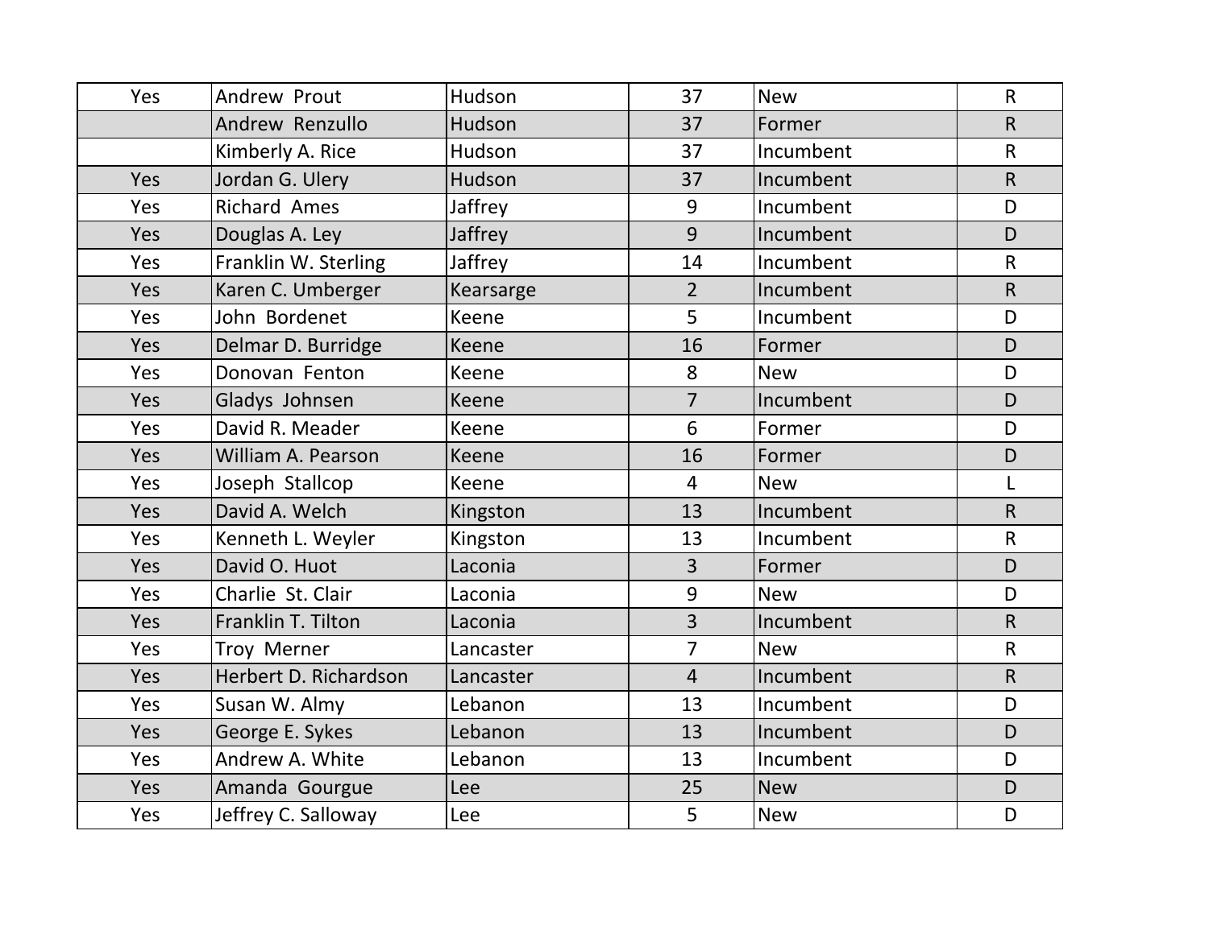| | | | | | |
|---|---|---|---|---|---|
| Yes | Andrew  Prout | Hudson | 37 | New | R |
| | Andrew  Renzullo | Hudson | 37 | Former | R |
| | Kimberly A. Rice | Hudson | 37 | Incumbent | R |
| Yes | Jordan G. Ulery | Hudson | 37 | Incumbent | R |
| Yes | Richard  Ames | Jaffrey | 9 | Incumbent | D |
| Yes | Douglas A. Ley | Jaffrey | 9 | Incumbent | D |
| Yes | Franklin W. Sterling | Jaffrey | 14 | Incumbent | R |
| Yes | Karen C. Umberger | Kearsarge | 2 | Incumbent | R |
| Yes | John  Bordenet | Keene | 5 | Incumbent | D |
| Yes | Delmar D. Burridge | Keene | 16 | Former | D |
| Yes | Donovan  Fenton | Keene | 8 | New | D |
| Yes | Gladys  Johnsen | Keene | 7 | Incumbent | D |
| Yes | David R. Meader | Keene | 6 | Former | D |
| Yes | William A. Pearson | Keene | 16 | Former | D |
| Yes | Joseph  Stallcop | Keene | 4 | New | L |
| Yes | David A. Welch | Kingston | 13 | Incumbent | R |
| Yes | Kenneth L. Weyler | Kingston | 13 | Incumbent | R |
| Yes | David O. Huot | Laconia | 3 | Former | D |
| Yes | Charlie  St. Clair | Laconia | 9 | New | D |
| Yes | Franklin T. Tilton | Laconia | 3 | Incumbent | R |
| Yes | Troy  Merner | Lancaster | 7 | New | R |
| Yes | Herbert D. Richardson | Lancaster | 4 | Incumbent | R |
| Yes | Susan W. Almy | Lebanon | 13 | Incumbent | D |
| Yes | George E. Sykes | Lebanon | 13 | Incumbent | D |
| Yes | Andrew A. White | Lebanon | 13 | Incumbent | D |
| Yes | Amanda  Gourgue | Lee | 25 | New | D |
| Yes | Jeffrey C. Salloway | Lee | 5 | New | D |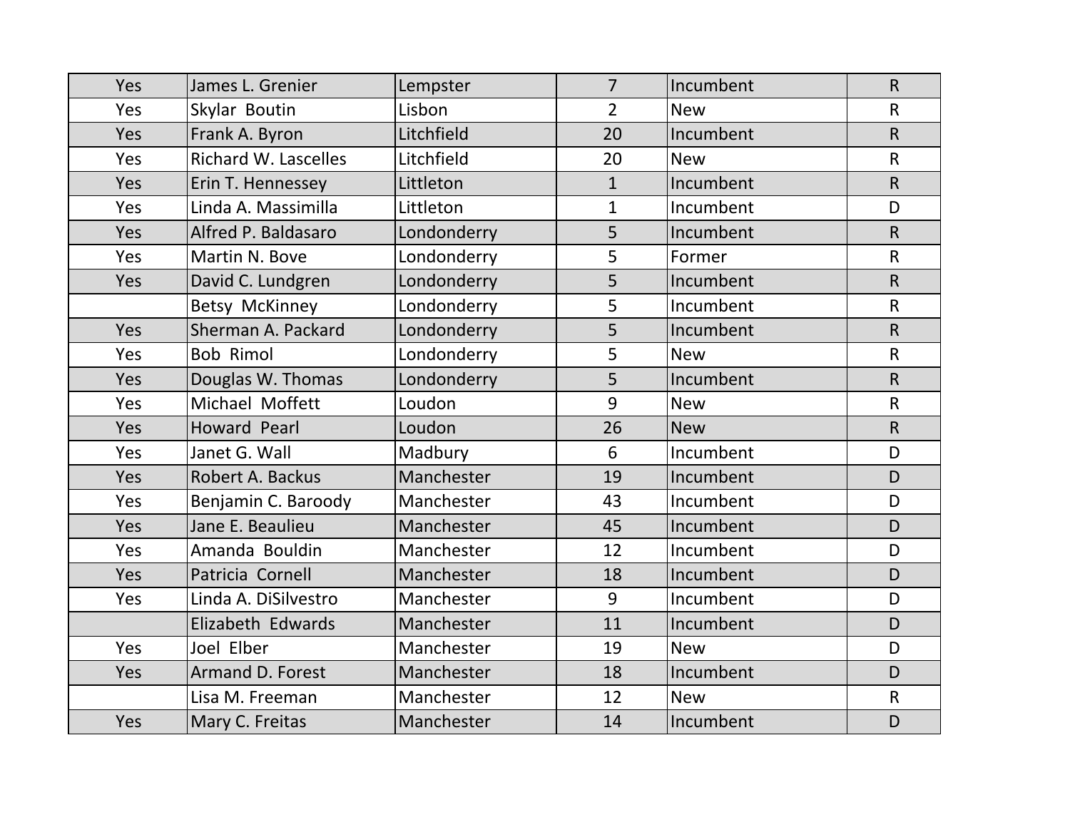| | | | | | |
|---|---|---|---|---|---|
| Yes | James L. Grenier | Lempster | 7 | Incumbent | R |
| Yes | Skylar  Boutin | Lisbon | 2 | New | R |
| Yes | Frank A. Byron | Litchfield | 20 | Incumbent | R |
| Yes | Richard W. Lascelles | Litchfield | 20 | New | R |
| Yes | Erin T. Hennessey | Littleton | 1 | Incumbent | R |
| Yes | Linda A. Massimilla | Littleton | 1 | Incumbent | D |
| Yes | Alfred P. Baldasaro | Londonderry | 5 | Incumbent | R |
| Yes | Martin N. Bove | Londonderry | 5 | Former | R |
| Yes | David C. Lundgren | Londonderry | 5 | Incumbent | R |
| | Betsy  McKinney | Londonderry | 5 | Incumbent | R |
| Yes | Sherman A. Packard | Londonderry | 5 | Incumbent | R |
| Yes | Bob  Rimol | Londonderry | 5 | New | R |
| Yes | Douglas W. Thomas | Londonderry | 5 | Incumbent | R |
| Yes | Michael  Moffett | Loudon | 9 | New | R |
| Yes | Howard  Pearl | Loudon | 26 | New | R |
| Yes | Janet G. Wall | Madbury | 6 | Incumbent | D |
| Yes | Robert A. Backus | Manchester | 19 | Incumbent | D |
| Yes | Benjamin C. Baroody | Manchester | 43 | Incumbent | D |
| Yes | Jane E. Beaulieu | Manchester | 45 | Incumbent | D |
| Yes | Amanda  Bouldin | Manchester | 12 | Incumbent | D |
| Yes | Patricia  Cornell | Manchester | 18 | Incumbent | D |
| Yes | Linda A. DiSilvestro | Manchester | 9 | Incumbent | D |
| | Elizabeth  Edwards | Manchester | 11 | Incumbent | D |
| Yes | Joel  Elber | Manchester | 19 | New | D |
| Yes | Armand D. Forest | Manchester | 18 | Incumbent | D |
| | Lisa M. Freeman | Manchester | 12 | New | R |
| Yes | Mary C. Freitas | Manchester | 14 | Incumbent | D |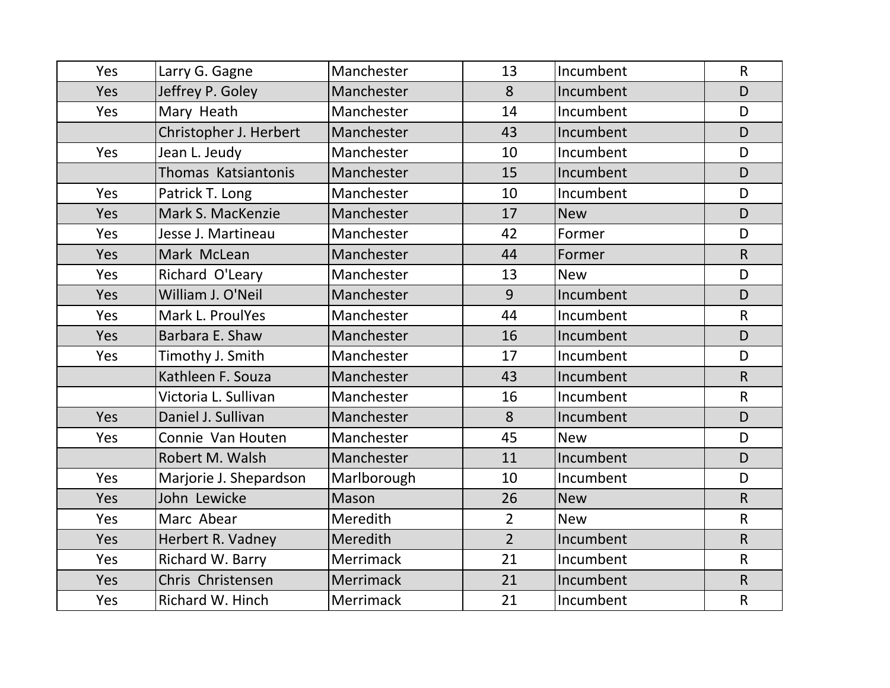| | | | | | |
|---|---|---|---|---|---|
| Yes | Larry G. Gagne | Manchester | 13 | Incumbent | R |
| Yes | Jeffrey P. Goley | Manchester | 8 | Incumbent | D |
| Yes | Mary  Heath | Manchester | 14 | Incumbent | D |
| | Christopher J. Herbert | Manchester | 43 | Incumbent | D |
| Yes | Jean L. Jeudy | Manchester | 10 | Incumbent | D |
| | Thomas  Katsiantonis | Manchester | 15 | Incumbent | D |
| Yes | Patrick T. Long | Manchester | 10 | Incumbent | D |
| Yes | Mark S. MacKenzie | Manchester | 17 | New | D |
| Yes | Jesse J. Martineau | Manchester | 42 | Former | D |
| Yes | Mark  McLean | Manchester | 44 | Former | R |
| Yes | Richard  O'Leary | Manchester | 13 | New | D |
| Yes | William J. O'Neil | Manchester | 9 | Incumbent | D |
| Yes | Mark L. ProulYes | Manchester | 44 | Incumbent | R |
| Yes | Barbara E. Shaw | Manchester | 16 | Incumbent | D |
| Yes | Timothy J. Smith | Manchester | 17 | Incumbent | D |
| | Kathleen F. Souza | Manchester | 43 | Incumbent | R |
| | Victoria L. Sullivan | Manchester | 16 | Incumbent | R |
| Yes | Daniel J. Sullivan | Manchester | 8 | Incumbent | D |
| Yes | Connie  Van Houten | Manchester | 45 | New | D |
| | Robert M. Walsh | Manchester | 11 | Incumbent | D |
| Yes | Marjorie J. Shepardson | Marlborough | 10 | Incumbent | D |
| Yes | John  Lewicke | Mason | 26 | New | R |
| Yes | Marc  Abear | Meredith | 2 | New | R |
| Yes | Herbert R. Vadney | Meredith | 2 | Incumbent | R |
| Yes | Richard W. Barry | Merrimack | 21 | Incumbent | R |
| Yes | Chris  Christensen | Merrimack | 21 | Incumbent | R |
| Yes | Richard W. Hinch | Merrimack | 21 | Incumbent | R |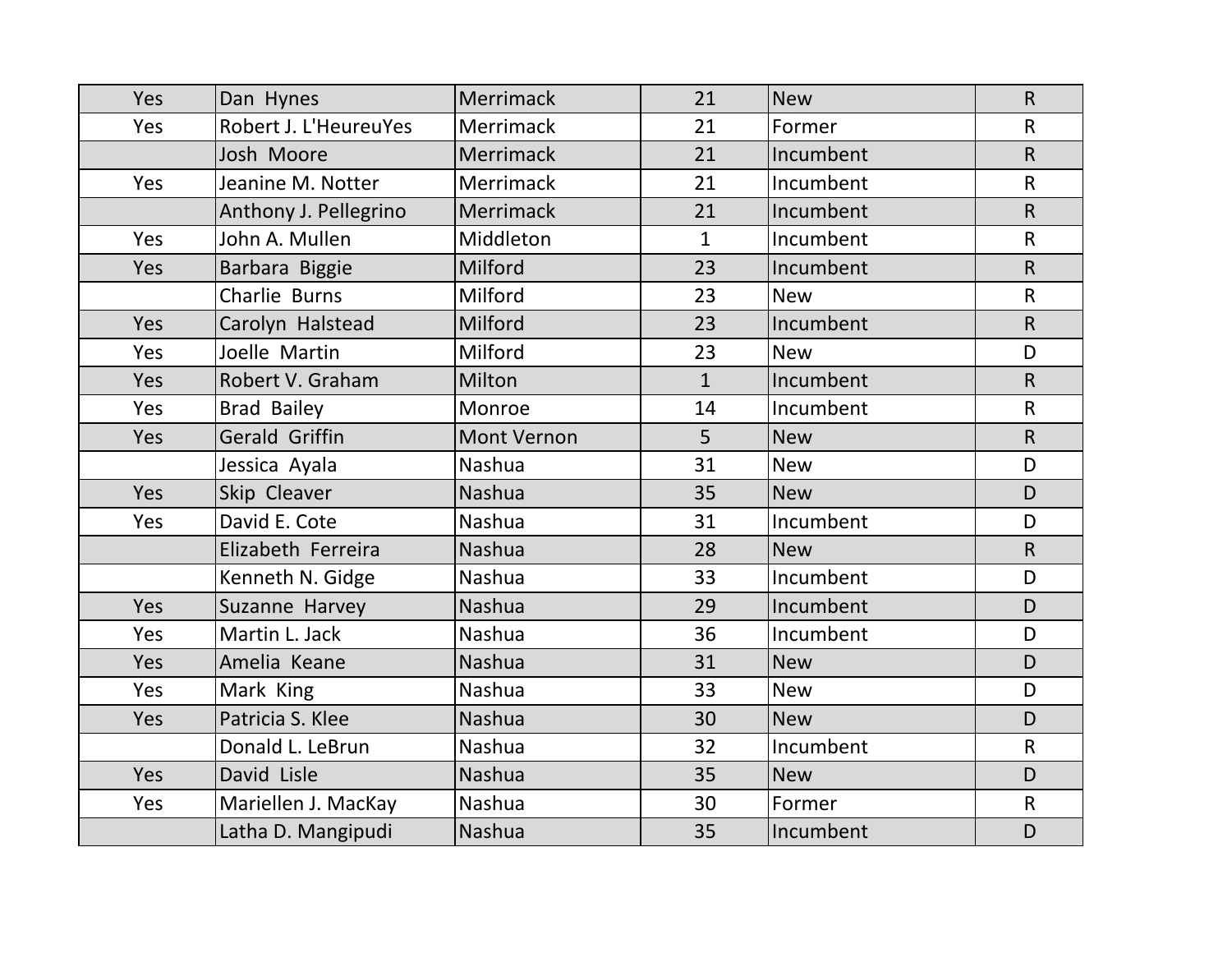| | | | | | |
|---|---|---|---|---|---|
| Yes | Dan  Hynes | Merrimack | 21 | New | R |
| Yes | Robert J. L'HeureuYes | Merrimack | 21 | Former | R |
| | Josh  Moore | Merrimack | 21 | Incumbent | R |
| Yes | Jeanine M. Notter | Merrimack | 21 | Incumbent | R |
| | Anthony J. Pellegrino | Merrimack | 21 | Incumbent | R |
| Yes | John A. Mullen | Middleton | 1 | Incumbent | R |
| Yes | Barbara  Biggie | Milford | 23 | Incumbent | R |
| | Charlie  Burns | Milford | 23 | New | R |
| Yes | Carolyn  Halstead | Milford | 23 | Incumbent | R |
| Yes | Joelle  Martin | Milford | 23 | New | D |
| Yes | Robert V. Graham | Milton | 1 | Incumbent | R |
| Yes | Brad  Bailey | Monroe | 14 | Incumbent | R |
| Yes | Gerald  Griffin | Mont Vernon | 5 | New | R |
| | Jessica  Ayala | Nashua | 31 | New | D |
| Yes | Skip  Cleaver | Nashua | 35 | New | D |
| Yes | David E. Cote | Nashua | 31 | Incumbent | D |
| | Elizabeth  Ferreira | Nashua | 28 | New | R |
| | Kenneth N. Gidge | Nashua | 33 | Incumbent | D |
| Yes | Suzanne  Harvey | Nashua | 29 | Incumbent | D |
| Yes | Martin L. Jack | Nashua | 36 | Incumbent | D |
| Yes | Amelia  Keane | Nashua | 31 | New | D |
| Yes | Mark  King | Nashua | 33 | New | D |
| Yes | Patricia S. Klee | Nashua | 30 | New | D |
| | Donald L. LeBrun | Nashua | 32 | Incumbent | R |
| Yes | David  Lisle | Nashua | 35 | New | D |
| Yes | Mariellen J. MacKay | Nashua | 30 | Former | R |
| | Latha D. Mangipudi | Nashua | 35 | Incumbent | D |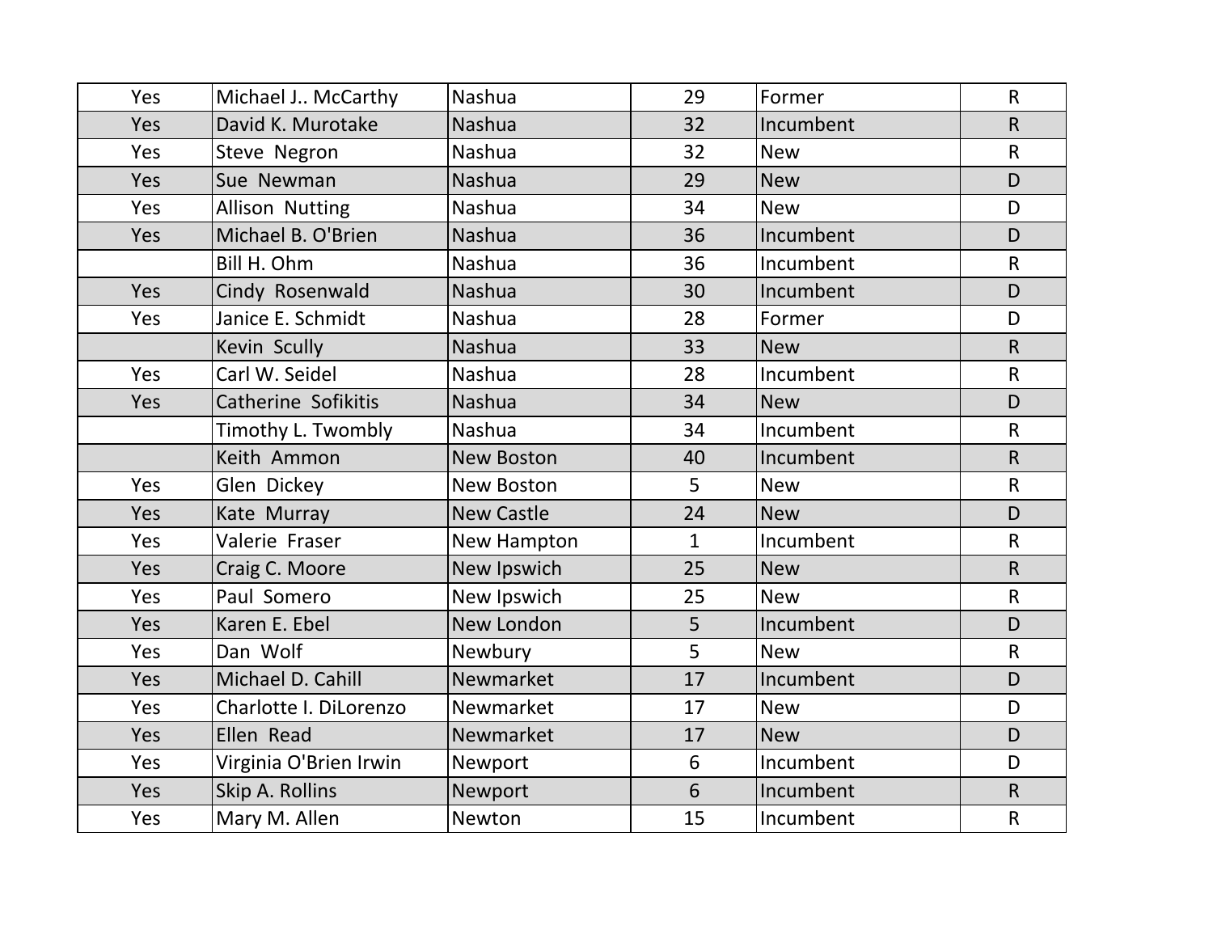| | | | | | |
|---|---|---|---|---|---|
| Yes | Michael J.. McCarthy | Nashua | 29 | Former | R |
| Yes | David K. Murotake | Nashua | 32 | Incumbent | R |
| Yes | Steve Negron | Nashua | 32 | New | R |
| Yes | Sue Newman | Nashua | 29 | New | D |
| Yes | Allison Nutting | Nashua | 34 | New | D |
| Yes | Michael B. O'Brien | Nashua | 36 | Incumbent | D |
| | Bill H. Ohm | Nashua | 36 | Incumbent | R |
| Yes | Cindy Rosenwald | Nashua | 30 | Incumbent | D |
| Yes | Janice E. Schmidt | Nashua | 28 | Former | D |
| | Kevin Scully | Nashua | 33 | New | R |
| Yes | Carl W. Seidel | Nashua | 28 | Incumbent | R |
| Yes | Catherine Sofikitis | Nashua | 34 | New | D |
| | Timothy L. Twombly | Nashua | 34 | Incumbent | R |
| | Keith Ammon | New Boston | 40 | Incumbent | R |
| Yes | Glen Dickey | New Boston | 5 | New | R |
| Yes | Kate Murray | New Castle | 24 | New | D |
| Yes | Valerie Fraser | New Hampton | 1 | Incumbent | R |
| Yes | Craig C. Moore | New Ipswich | 25 | New | R |
| Yes | Paul Somero | New Ipswich | 25 | New | R |
| Yes | Karen E. Ebel | New London | 5 | Incumbent | D |
| Yes | Dan Wolf | Newbury | 5 | New | R |
| Yes | Michael D. Cahill | Newmarket | 17 | Incumbent | D |
| Yes | Charlotte I. DiLorenzo | Newmarket | 17 | New | D |
| Yes | Ellen Read | Newmarket | 17 | New | D |
| Yes | Virginia O'Brien Irwin | Newport | 6 | Incumbent | D |
| Yes | Skip A. Rollins | Newport | 6 | Incumbent | R |
| Yes | Mary M. Allen | Newton | 15 | Incumbent | R |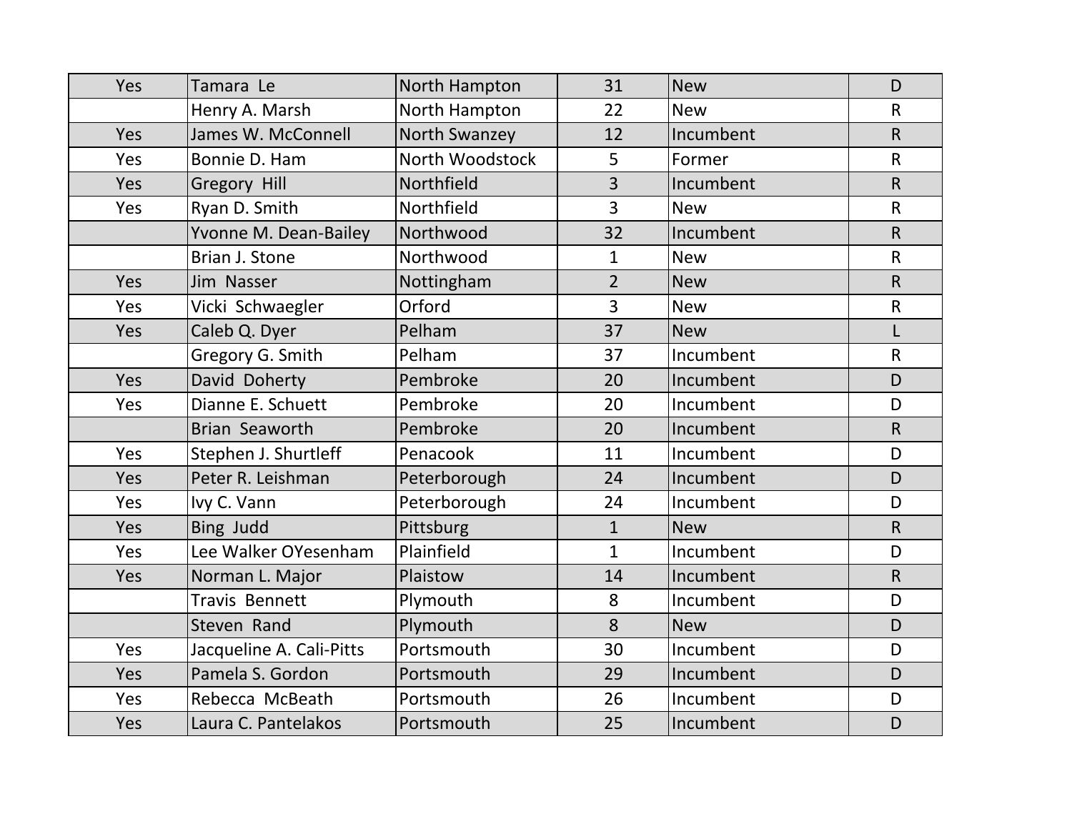| | | | | | |
|---|---|---|---|---|---|
| Yes | Tamara  Le | North Hampton | 31 | New | D |
| | Henry A. Marsh | North Hampton | 22 | New | R |
| Yes | James W. McConnell | North Swanzey | 12 | Incumbent | R |
| Yes | Bonnie D. Ham | North Woodstock | 5 | Former | R |
| Yes | Gregory  Hill | Northfield | 3 | Incumbent | R |
| Yes | Ryan D. Smith | Northfield | 3 | New | R |
| | Yvonne M. Dean-Bailey | Northwood | 32 | Incumbent | R |
| | Brian J. Stone | Northwood | 1 | New | R |
| Yes | Jim  Nasser | Nottingham | 2 | New | R |
| Yes | Vicki  Schwaegler | Orford | 3 | New | R |
| Yes | Caleb Q. Dyer | Pelham | 37 | New | L |
| | Gregory G. Smith | Pelham | 37 | Incumbent | R |
| Yes | David  Doherty | Pembroke | 20 | Incumbent | D |
| Yes | Dianne E. Schuett | Pembroke | 20 | Incumbent | D |
| | Brian  Seaworth | Pembroke | 20 | Incumbent | R |
| Yes | Stephen J. Shurtleff | Penacook | 11 | Incumbent | D |
| Yes | Peter R. Leishman | Peterborough | 24 | Incumbent | D |
| Yes | Ivy C. Vann | Peterborough | 24 | Incumbent | D |
| Yes | Bing  Judd | Pittsburg | 1 | New | R |
| Yes | Lee Walker OYesenham | Plainfield | 1 | Incumbent | D |
| Yes | Norman L. Major | Plaistow | 14 | Incumbent | R |
| | Travis  Bennett | Plymouth | 8 | Incumbent | D |
| | Steven  Rand | Plymouth | 8 | New | D |
| Yes | Jacqueline A. Cali-Pitts | Portsmouth | 30 | Incumbent | D |
| Yes | Pamela S. Gordon | Portsmouth | 29 | Incumbent | D |
| Yes | Rebecca  McBeath | Portsmouth | 26 | Incumbent | D |
| Yes | Laura C. Pantelakos | Portsmouth | 25 | Incumbent | D |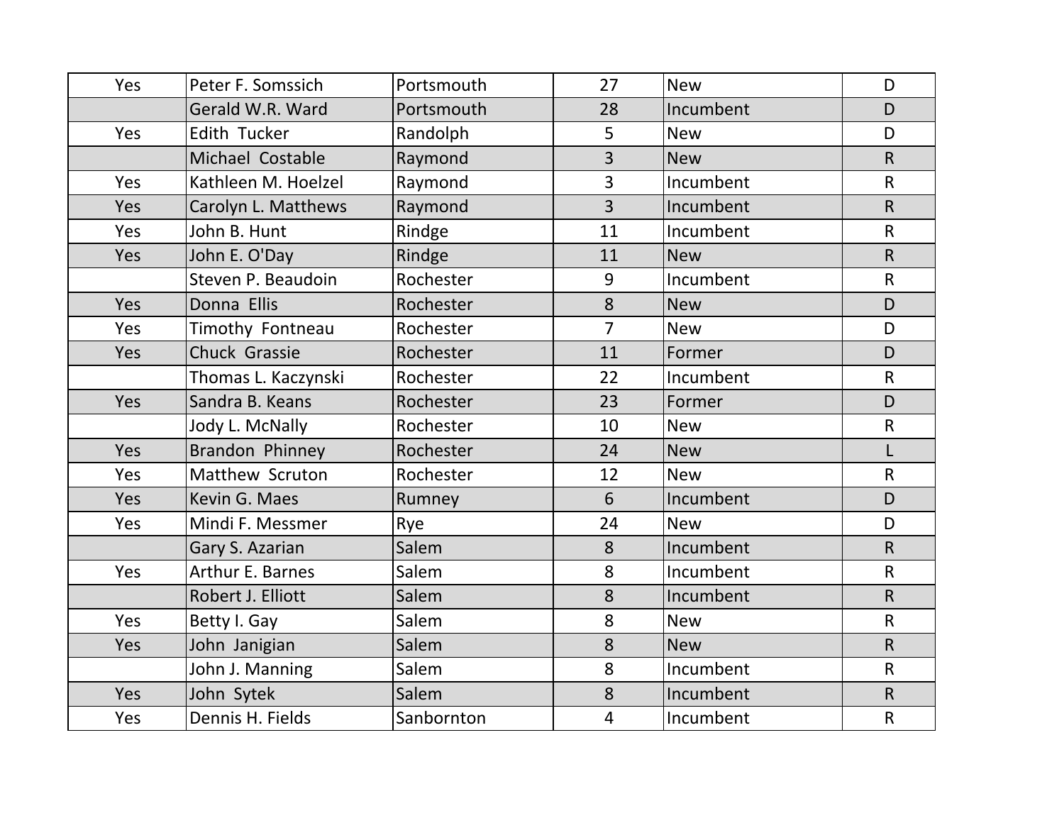| | | | | | |
|---|---|---|---|---|---|
| Yes | Peter F. Somssich | Portsmouth | 27 | New | D |
| | Gerald W.R. Ward | Portsmouth | 28 | Incumbent | D |
| Yes | Edith Tucker | Randolph | 5 | New | D |
| | Michael Costable | Raymond | 3 | New | R |
| Yes | Kathleen M. Hoelzel | Raymond | 3 | Incumbent | R |
| Yes | Carolyn L. Matthews | Raymond | 3 | Incumbent | R |
| Yes | John B. Hunt | Rindge | 11 | Incumbent | R |
| Yes | John E. O'Day | Rindge | 11 | New | R |
| | Steven P. Beaudoin | Rochester | 9 | Incumbent | R |
| Yes | Donna Ellis | Rochester | 8 | New | D |
| Yes | Timothy Fontneau | Rochester | 7 | New | D |
| Yes | Chuck Grassie | Rochester | 11 | Former | D |
| | Thomas L. Kaczynski | Rochester | 22 | Incumbent | R |
| Yes | Sandra B. Keans | Rochester | 23 | Former | D |
| | Jody L. McNally | Rochester | 10 | New | R |
| Yes | Brandon Phinney | Rochester | 24 | New | L |
| Yes | Matthew Scruton | Rochester | 12 | New | R |
| Yes | Kevin G. Maes | Rumney | 6 | Incumbent | D |
| Yes | Mindi F. Messmer | Rye | 24 | New | D |
| | Gary S. Azarian | Salem | 8 | Incumbent | R |
| Yes | Arthur E. Barnes | Salem | 8 | Incumbent | R |
| | Robert J. Elliott | Salem | 8 | Incumbent | R |
| Yes | Betty I. Gay | Salem | 8 | New | R |
| Yes | John Janigian | Salem | 8 | New | R |
| | John J. Manning | Salem | 8 | Incumbent | R |
| Yes | John Sytek | Salem | 8 | Incumbent | R |
| Yes | Dennis H. Fields | Sanbornton | 4 | Incumbent | R |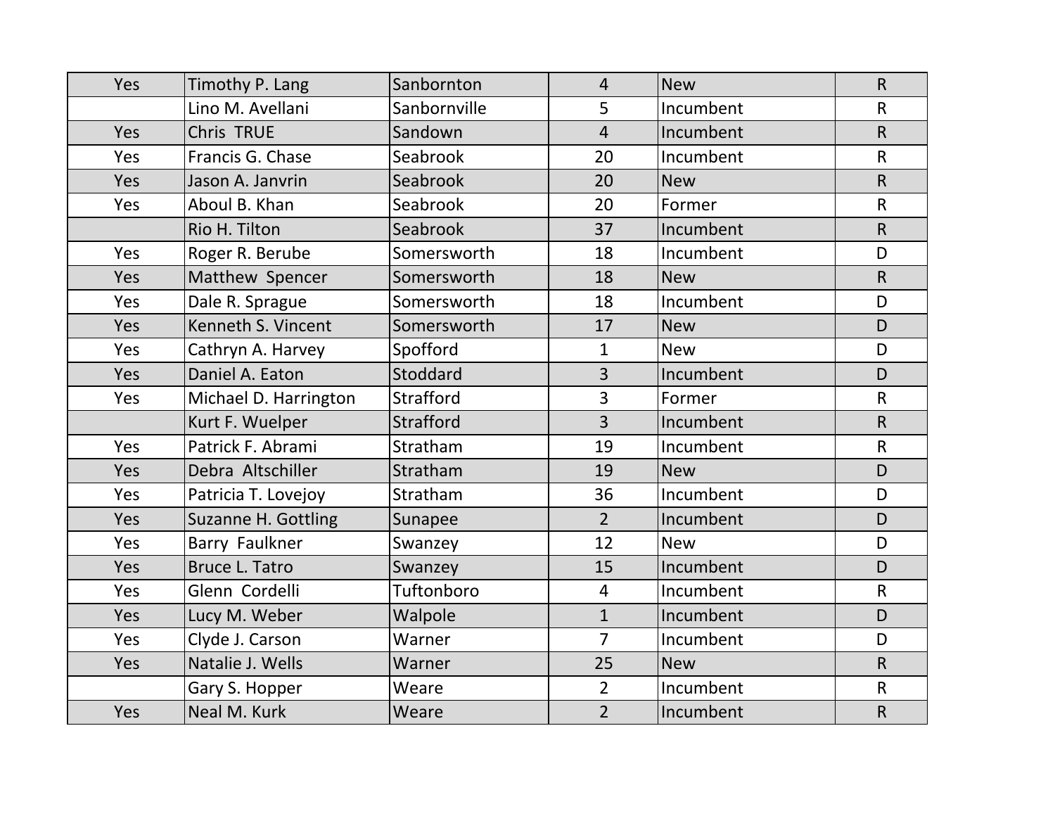| | | | | | |
|---|---|---|---|---|---|
| Yes | Timothy P. Lang | Sanbornton | 4 | New | R |
| | Lino M. Avellani | Sanbornville | 5 | Incumbent | R |
| Yes | Chris TRUE | Sandown | 4 | Incumbent | R |
| Yes | Francis G. Chase | Seabrook | 20 | Incumbent | R |
| Yes | Jason A. Janvrin | Seabrook | 20 | New | R |
| Yes | Aboul B. Khan | Seabrook | 20 | Former | R |
| | Rio H. Tilton | Seabrook | 37 | Incumbent | R |
| Yes | Roger R. Berube | Somersworth | 18 | Incumbent | D |
| Yes | Matthew Spencer | Somersworth | 18 | New | R |
| Yes | Dale R. Sprague | Somersworth | 18 | Incumbent | D |
| Yes | Kenneth S. Vincent | Somersworth | 17 | New | D |
| Yes | Cathryn A. Harvey | Spofford | 1 | New | D |
| Yes | Daniel A. Eaton | Stoddard | 3 | Incumbent | D |
| Yes | Michael D. Harrington | Strafford | 3 | Former | R |
| | Kurt F. Wuelper | Strafford | 3 | Incumbent | R |
| Yes | Patrick F. Abrami | Stratham | 19 | Incumbent | R |
| Yes | Debra Altschiller | Stratham | 19 | New | D |
| Yes | Patricia T. Lovejoy | Stratham | 36 | Incumbent | D |
| Yes | Suzanne H. Gottling | Sunapee | 2 | Incumbent | D |
| Yes | Barry Faulkner | Swanzey | 12 | New | D |
| Yes | Bruce L. Tatro | Swanzey | 15 | Incumbent | D |
| Yes | Glenn Cordelli | Tuftonboro | 4 | Incumbent | R |
| Yes | Lucy M. Weber | Walpole | 1 | Incumbent | D |
| Yes | Clyde J. Carson | Warner | 7 | Incumbent | D |
| Yes | Natalie J. Wells | Warner | 25 | New | R |
| | Gary S. Hopper | Weare | 2 | Incumbent | R |
| Yes | Neal M. Kurk | Weare | 2 | Incumbent | R |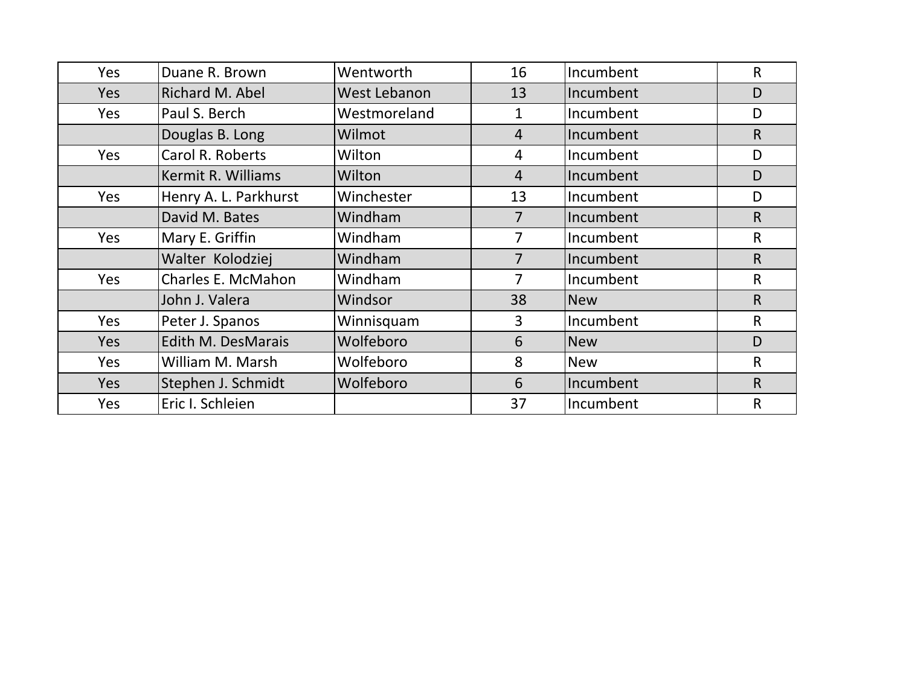| | | | | | |
|---|---|---|---|---|---|
| Yes | Duane R. Brown | Wentworth | 16 | Incumbent | R |
| Yes | Richard M. Abel | West Lebanon | 13 | Incumbent | D |
| Yes | Paul S. Berch | Westmoreland | 1 | Incumbent | D |
| | Douglas B. Long | Wilmot | 4 | Incumbent | R |
| Yes | Carol R. Roberts | Wilton | 4 | Incumbent | D |
| | Kermit R. Williams | Wilton | 4 | Incumbent | D |
| Yes | Henry A. L. Parkhurst | Winchester | 13 | Incumbent | D |
| | David M. Bates | Windham | 7 | Incumbent | R |
| Yes | Mary E. Griffin | Windham | 7 | Incumbent | R |
| | Walter Kolodziej | Windham | 7 | Incumbent | R |
| Yes | Charles E. McMahon | Windham | 7 | Incumbent | R |
| | John J. Valera | Windsor | 38 | New | R |
| Yes | Peter J. Spanos | Winnisquam | 3 | Incumbent | R |
| Yes | Edith M. DesMarais | Wolfeboro | 6 | New | D |
| Yes | William M. Marsh | Wolfeboro | 8 | New | R |
| Yes | Stephen J. Schmidt | Wolfeboro | 6 | Incumbent | R |
| Yes | Eric I. Schleien | | 37 | Incumbent | R |